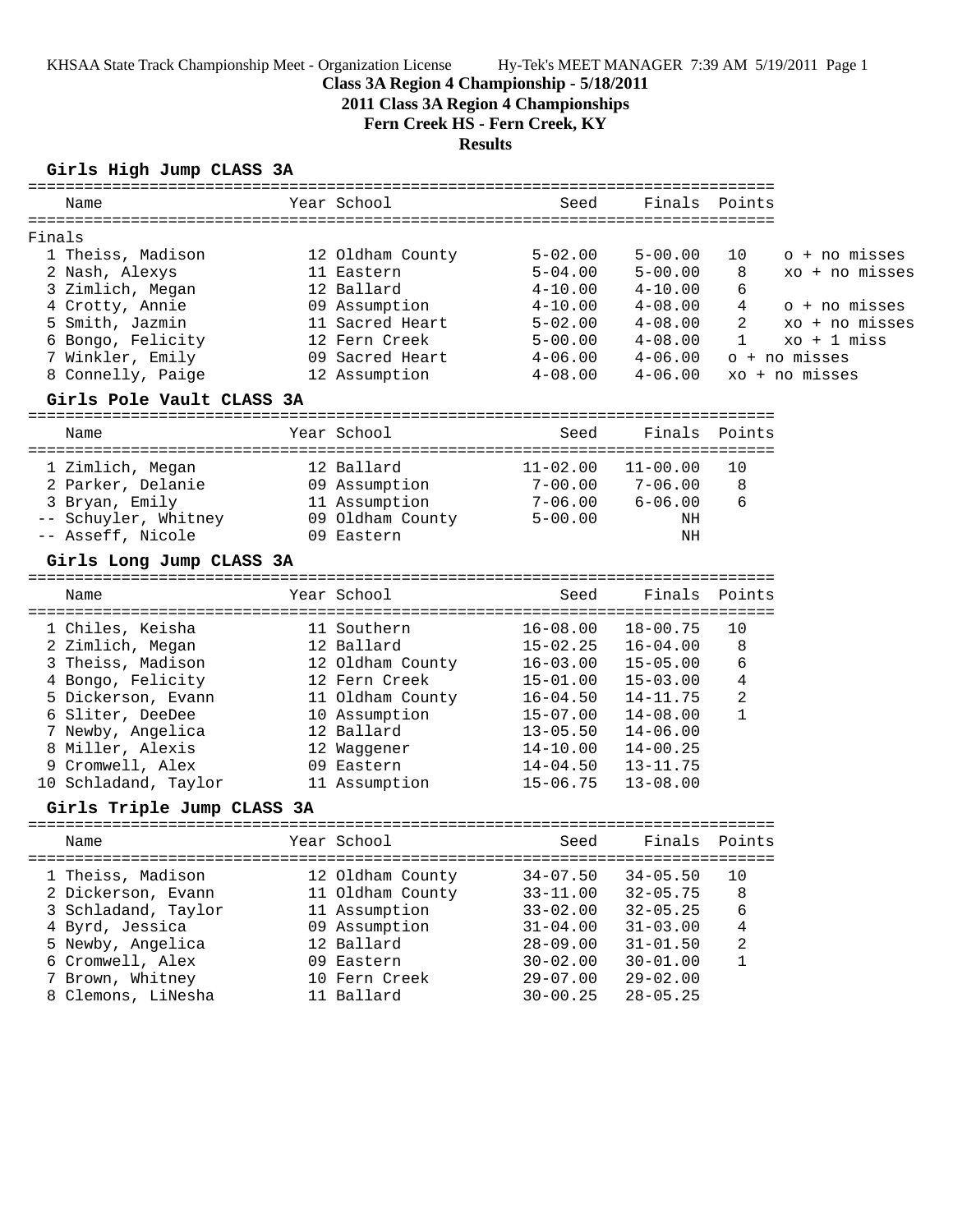Class 3A Region 4 Championship - 5/18/2011

**2011 Class 3A Region 4 Championships**

**Fern Creek HS - Fern Creek, KY**

**Results**

### Girls High Jump CLASS 3A

Finals

| | Name | Year | School | Seed | Finals | Points | |
|---|---|---|---|---|---|---|---|
| 1 | Theiss, Madison | 12 | Oldham County | 5-02.00 | 5-00.00 | 10 | o + no misses |
| 2 | Nash, Alexys | 11 | Eastern | 5-04.00 | 5-00.00 | 8 | xo + no misses |
| 3 | Zimlich, Megan | 12 | Ballard | 4-10.00 | 4-10.00 | 6 | |
| 4 | Crotty, Annie | 09 | Assumption | 4-10.00 | 4-08.00 | 4 | o + no misses |
| 5 | Smith, Jazmin | 11 | Sacred Heart | 5-02.00 | 4-08.00 | 2 | xo + no misses |
| 6 | Bongo, Felicity | 12 | Fern Creek | 5-00.00 | 4-08.00 | 1 | xo + 1 miss |
| 7 | Winkler, Emily | 09 | Sacred Heart | 4-06.00 | 4-06.00 | | o + no misses |
| 8 | Connelly, Paige | 12 | Assumption | 4-08.00 | 4-06.00 | | xo + no misses |

### Girls Pole Vault CLASS 3A

| | Name | Year | School | Seed | Finals | Points |
|---|---|---|---|---|---|---|
| 1 | Zimlich, Megan | 12 | Ballard | 11-02.00 | 11-00.00 | 10 |
| 2 | Parker, Delanie | 09 | Assumption | 7-00.00 | 7-06.00 | 8 |
| 3 | Bryan, Emily | 11 | Assumption | 7-06.00 | 6-06.00 | 6 |
| -- | Schuyler, Whitney | 09 | Oldham County | 5-00.00 | NH | |
| -- | Asseff, Nicole | 09 | Eastern | | NH | |

### Girls Long Jump CLASS 3A

| | Name | Year | School | Seed | Finals | Points |
|---|---|---|---|---|---|---|
| 1 | Chiles, Keisha | 11 | Southern | 16-08.00 | 18-00.75 | 10 |
| 2 | Zimlich, Megan | 12 | Ballard | 15-02.25 | 16-04.00 | 8 |
| 3 | Theiss, Madison | 12 | Oldham County | 16-03.00 | 15-05.00 | 6 |
| 4 | Bongo, Felicity | 12 | Fern Creek | 15-01.00 | 15-03.00 | 4 |
| 5 | Dickerson, Evann | 11 | Oldham County | 16-04.50 | 14-11.75 | 2 |
| 6 | Sliter, DeeDee | 10 | Assumption | 15-07.00 | 14-08.00 | 1 |
| 7 | Newby, Angelica | 12 | Ballard | 13-05.50 | 14-06.00 | |
| 8 | Miller, Alexis | 12 | Waggener | 14-10.00 | 14-00.25 | |
| 9 | Cromwell, Alex | 09 | Eastern | 14-04.50 | 13-11.75 | |
| 10 | Schladand, Taylor | 11 | Assumption | 15-06.75 | 13-08.00 | |

### Girls Triple Jump CLASS 3A

| | Name | Year | School | Seed | Finals | Points |
|---|---|---|---|---|---|---|
| 1 | Theiss, Madison | 12 | Oldham County | 34-07.50 | 34-05.50 | 10 |
| 2 | Dickerson, Evann | 11 | Oldham County | 33-11.00 | 32-05.75 | 8 |
| 3 | Schladand, Taylor | 11 | Assumption | 33-02.00 | 32-05.25 | 6 |
| 4 | Byrd, Jessica | 09 | Assumption | 31-04.00 | 31-03.00 | 4 |
| 5 | Newby, Angelica | 12 | Ballard | 28-09.00 | 31-01.50 | 2 |
| 6 | Cromwell, Alex | 09 | Eastern | 30-02.00 | 30-01.00 | 1 |
| 7 | Brown, Whitney | 10 | Fern Creek | 29-07.00 | 29-02.00 | |
| 8 | Clemons, LiNesha | 11 | Ballard | 30-00.25 | 28-05.25 | |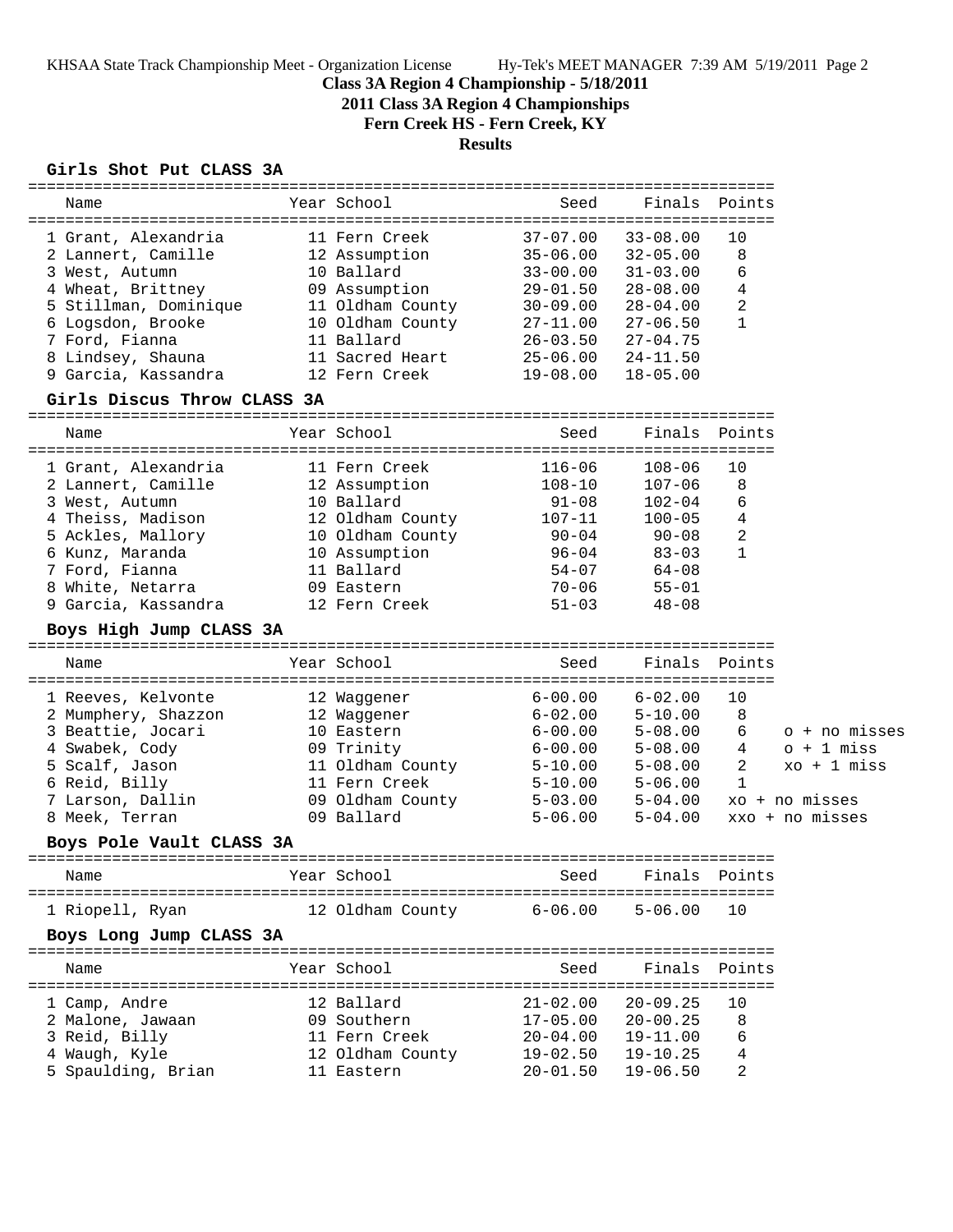## Class 3A Region 4 Championship - 5/18/2011

### 2011 Class 3A Region 4 Championships

### Fern Creek HS - Fern Creek, KY

### Results

#### Girls Shot Put CLASS 3A

| | Name | Year | School | Seed | Finals | Points |
|---|---|---|---|---|---|---|
| 1 | Grant, Alexandria | 11 | Fern Creek | 37-07.00 | 33-08.00 | 10 |
| 2 | Lannert, Camille | 12 | Assumption | 35-06.00 | 32-05.00 | 8 |
| 3 | West, Autumn | 10 | Ballard | 33-00.00 | 31-03.00 | 6 |
| 4 | Wheat, Brittney | 09 | Assumption | 29-01.50 | 28-08.00 | 4 |
| 5 | Stillman, Dominique | 11 | Oldham County | 30-09.00 | 28-04.00 | 2 |
| 6 | Logsdon, Brooke | 10 | Oldham County | 27-11.00 | 27-06.50 | 1 |
| 7 | Ford, Fianna | 11 | Ballard | 26-03.50 | 27-04.75 | |
| 8 | Lindsey, Shauna | 11 | Sacred Heart | 25-06.00 | 24-11.50 | |
| 9 | Garcia, Kassandra | 12 | Fern Creek | 19-08.00 | 18-05.00 | |

#### Girls Discus Throw CLASS 3A

| | Name | Year | School | Seed | Finals | Points |
|---|---|---|---|---|---|---|
| 1 | Grant, Alexandria | 11 | Fern Creek | 116-06 | 108-06 | 10 |
| 2 | Lannert, Camille | 12 | Assumption | 108-10 | 107-06 | 8 |
| 3 | West, Autumn | 10 | Ballard | 91-08 | 102-04 | 6 |
| 4 | Theiss, Madison | 12 | Oldham County | 107-11 | 100-05 | 4 |
| 5 | Ackles, Mallory | 10 | Oldham County | 90-04 | 90-08 | 2 |
| 6 | Kunz, Maranda | 10 | Assumption | 96-04 | 83-03 | 1 |
| 7 | Ford, Fianna | 11 | Ballard | 54-07 | 64-08 | |
| 8 | White, Netarra | 09 | Eastern | 70-06 | 55-01 | |
| 9 | Garcia, Kassandra | 12 | Fern Creek | 51-03 | 48-08 | |

#### Boys High Jump CLASS 3A

| | Name | Year | School | Seed | Finals | Points | |
|---|---|---|---|---|---|---|---|
| 1 | Reeves, Kelvonte | 12 | Waggener | 6-00.00 | 6-02.00 | 10 | |
| 2 | Mumphery, Shazzon | 12 | Waggener | 6-02.00 | 5-10.00 | 8 | |
| 3 | Beattie, Jocari | 10 | Eastern | 6-00.00 | 5-08.00 | 6 | o + no misses |
| 4 | Swabek, Cody | 09 | Trinity | 6-00.00 | 5-08.00 | 4 | o + 1 miss |
| 5 | Scalf, Jason | 11 | Oldham County | 5-10.00 | 5-08.00 | 2 | xo + 1 miss |
| 6 | Reid, Billy | 11 | Fern Creek | 5-10.00 | 5-06.00 | 1 | |
| 7 | Larson, Dallin | 09 | Oldham County | 5-03.00 | 5-04.00 | | xo + no misses |
| 8 | Meek, Terran | 09 | Ballard | 5-06.00 | 5-04.00 | | xxo + no misses |

#### Boys Pole Vault CLASS 3A

| | Name | Year | School | Seed | Finals | Points |
|---|---|---|---|---|---|---|
| 1 | Riopell, Ryan | 12 | Oldham County | 6-06.00 | 5-06.00 | 10 |

#### Boys Long Jump CLASS 3A

| | Name | Year | School | Seed | Finals | Points |
|---|---|---|---|---|---|---|
| 1 | Camp, Andre | 12 | Ballard | 21-02.00 | 20-09.25 | 10 |
| 2 | Malone, Jawaan | 09 | Southern | 17-05.00 | 20-00.25 | 8 |
| 3 | Reid, Billy | 11 | Fern Creek | 20-04.00 | 19-11.00 | 6 |
| 4 | Waugh, Kyle | 12 | Oldham County | 19-02.50 | 19-10.25 | 4 |
| 5 | Spaulding, Brian | 11 | Eastern | 20-01.50 | 19-06.50 | 2 |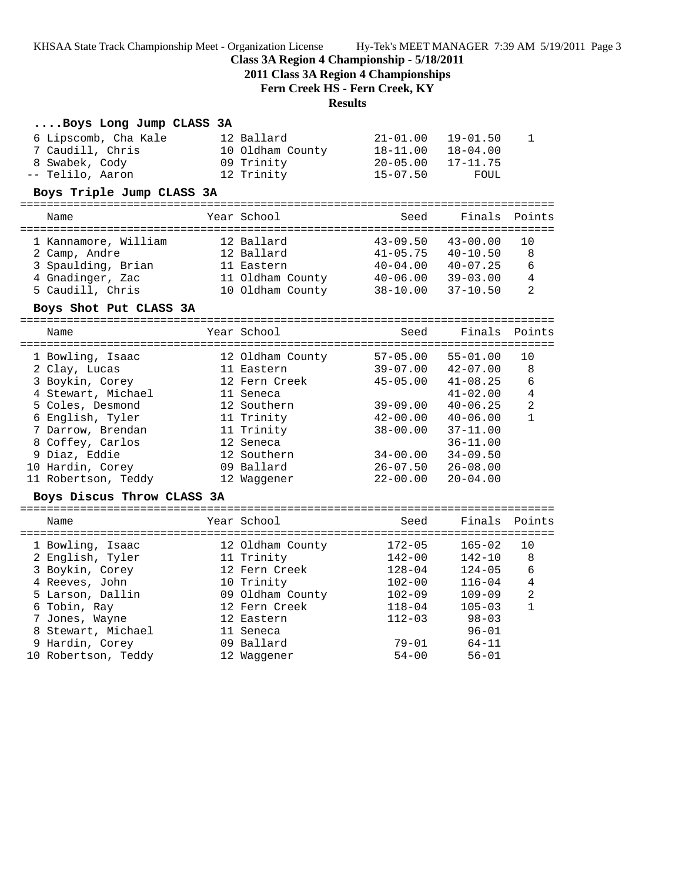## Class 3A Region 4 Championship - 5/18/2011

## 2011 Class 3A Region 4 Championships

## Fern Creek HS - Fern Creek, KY

## Results

### ....Boys Long Jump CLASS 3A

| | | | | | |
|---|---|---|---|---|---|
| 6 | Lipscomb, Cha Kale | 12 Ballard | 21-01.00 | 19-01.50 | 1 |
| 7 | Caudill, Chris | 10 Oldham County | 18-11.00 | 18-04.00 | |
| 8 | Swabek, Cody | 09 Trinity | 20-05.00 | 17-11.75 | |
| -- | Telilo, Aaron | 12 Trinity | 15-07.50 | FOUL | |

### Boys Triple Jump CLASS 3A

| | Name | Year School | Seed | Finals | Points |
|---|---|---|---|---|---|
| 1 | Kannamore, William | 12 Ballard | 43-09.50 | 43-00.00 | 10 |
| 2 | Camp, Andre | 12 Ballard | 41-05.75 | 40-10.50 | 8 |
| 3 | Spaulding, Brian | 11 Eastern | 40-04.00 | 40-07.25 | 6 |
| 4 | Gnadinger, Zac | 11 Oldham County | 40-06.00 | 39-03.00 | 4 |
| 5 | Caudill, Chris | 10 Oldham County | 38-10.00 | 37-10.50 | 2 |

### Boys Shot Put CLASS 3A

| | Name | Year School | Seed | Finals | Points |
|---|---|---|---|---|---|
| 1 | Bowling, Isaac | 12 Oldham County | 57-05.00 | 55-01.00 | 10 |
| 2 | Clay, Lucas | 11 Eastern | 39-07.00 | 42-07.00 | 8 |
| 3 | Boykin, Corey | 12 Fern Creek | 45-05.00 | 41-08.25 | 6 |
| 4 | Stewart, Michael | 11 Seneca | | 41-02.00 | 4 |
| 5 | Coles, Desmond | 12 Southern | 39-09.00 | 40-06.25 | 2 |
| 6 | English, Tyler | 11 Trinity | 42-00.00 | 40-06.00 | 1 |
| 7 | Darrow, Brendan | 11 Trinity | 38-00.00 | 37-11.00 | |
| 8 | Coffey, Carlos | 12 Seneca | | 36-11.00 | |
| 9 | Diaz, Eddie | 12 Southern | 34-00.00 | 34-09.50 | |
| 10 | Hardin, Corey | 09 Ballard | 26-07.50 | 26-08.00 | |
| 11 | Robertson, Teddy | 12 Waggener | 22-00.00 | 20-04.00 | |

### Boys Discus Throw CLASS 3A

| | Name | Year School | Seed | Finals | Points |
|---|---|---|---|---|---|
| 1 | Bowling, Isaac | 12 Oldham County | 172-05 | 165-02 | 10 |
| 2 | English, Tyler | 11 Trinity | 142-00 | 142-10 | 8 |
| 3 | Boykin, Corey | 12 Fern Creek | 128-04 | 124-05 | 6 |
| 4 | Reeves, John | 10 Trinity | 102-00 | 116-04 | 4 |
| 5 | Larson, Dallin | 09 Oldham County | 102-09 | 109-09 | 2 |
| 6 | Tobin, Ray | 12 Fern Creek | 118-04 | 105-03 | 1 |
| 7 | Jones, Wayne | 12 Eastern | 112-03 | 98-03 | |
| 8 | Stewart, Michael | 11 Seneca | | 96-01 | |
| 9 | Hardin, Corey | 09 Ballard | 79-01 | 64-11 | |
| 10 | Robertson, Teddy | 12 Waggener | 54-00 | 56-01 | |